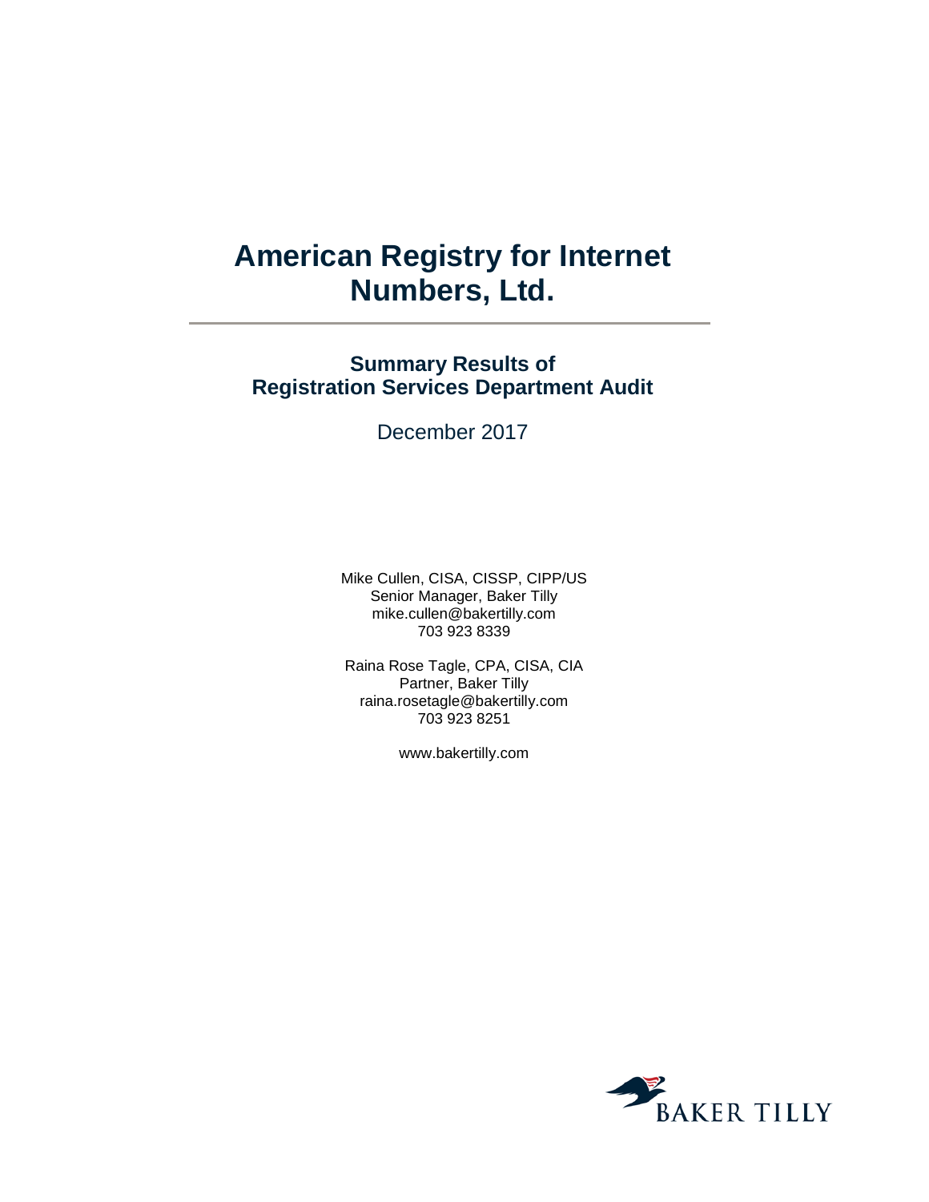# American Registry for Internet Numbers, Ltd.

## Summary Results of Registration Services Department Audit

December 2017

Mike Cullen, CISA, CISSP, CIPP/US
Senior Manager, Baker Tilly
mike.cullen@bakertilly.com
703 923 8339

Raina Rose Tagle, CPA, CISA, CIA
Partner, Baker Tilly
raina.rosetagle@bakertilly.com
703 923 8251

www.bakertilly.com

BAKER TILLY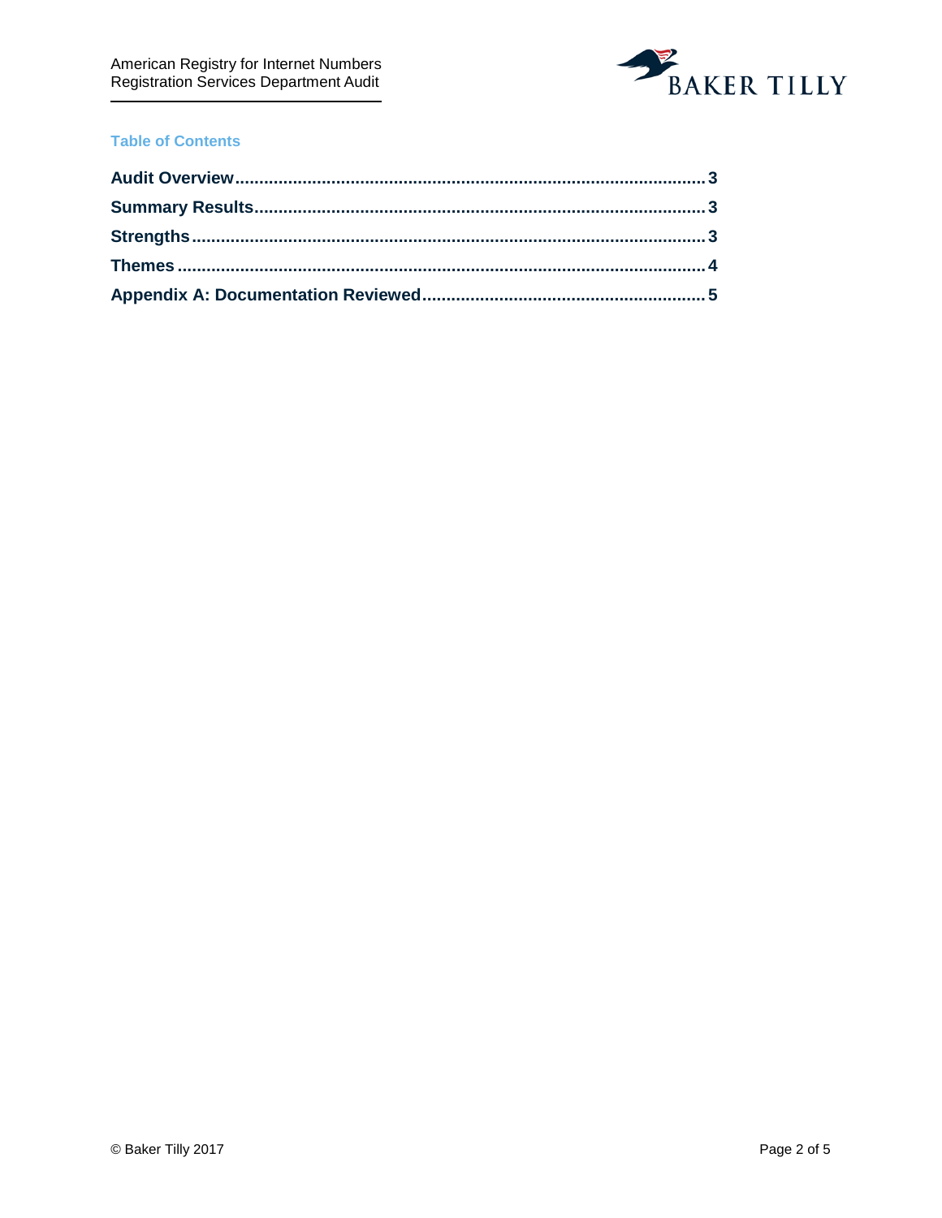## Table of Contents

| | |
|---|---|
| **Audit Overview** | **3** |
| **Summary Results** | **3** |
| **Strengths** | **3** |
| **Themes** | **4** |
| **Appendix A: Documentation Reviewed** | **5** |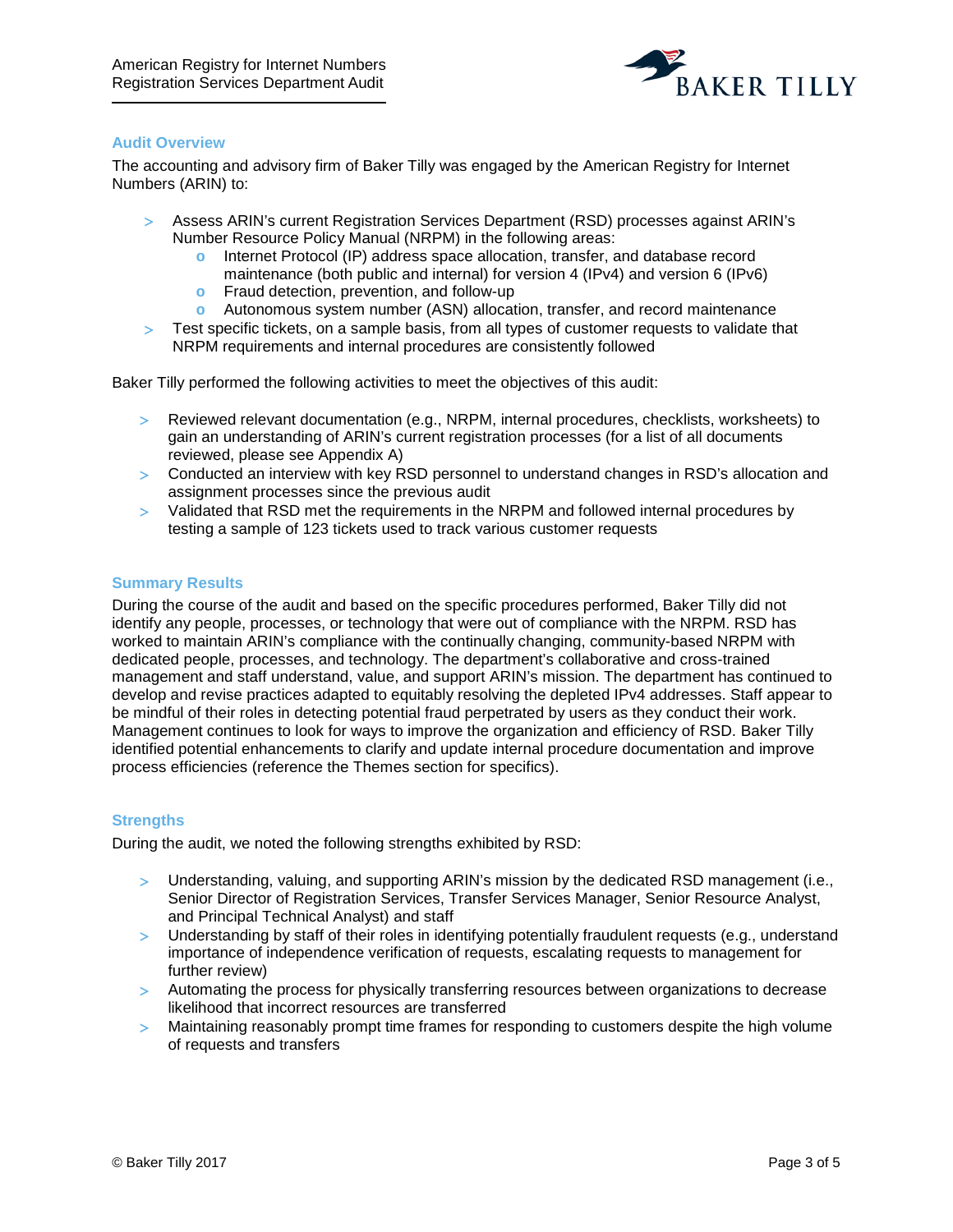## Audit Overview

The accounting and advisory firm of Baker Tilly was engaged by the American Registry for Internet Numbers (ARIN) to:

- Assess ARIN's current Registration Services Department (RSD) processes against ARIN's Number Resource Policy Manual (NRPM) in the following areas:
  - Internet Protocol (IP) address space allocation, transfer, and database record maintenance (both public and internal) for version 4 (IPv4) and version 6 (IPv6)
  - Fraud detection, prevention, and follow-up
  - Autonomous system number (ASN) allocation, transfer, and record maintenance
- Test specific tickets, on a sample basis, from all types of customer requests to validate that NRPM requirements and internal procedures are consistently followed

Baker Tilly performed the following activities to meet the objectives of this audit:

- Reviewed relevant documentation (e.g., NRPM, internal procedures, checklists, worksheets) to gain an understanding of ARIN's current registration processes (for a list of all documents reviewed, please see Appendix A)
- Conducted an interview with key RSD personnel to understand changes in RSD's allocation and assignment processes since the previous audit
- Validated that RSD met the requirements in the NRPM and followed internal procedures by testing a sample of 123 tickets used to track various customer requests

## Summary Results

During the course of the audit and based on the specific procedures performed, Baker Tilly did not identify any people, processes, or technology that were out of compliance with the NRPM. RSD has worked to maintain ARIN's compliance with the continually changing, community-based NRPM with dedicated people, processes, and technology. The department's collaborative and cross-trained management and staff understand, value, and support ARIN's mission. The department has continued to develop and revise practices adapted to equitably resolving the depleted IPv4 addresses. Staff appear to be mindful of their roles in detecting potential fraud perpetrated by users as they conduct their work. Management continues to look for ways to improve the organization and efficiency of RSD. Baker Tilly identified potential enhancements to clarify and update internal procedure documentation and improve process efficiencies (reference the Themes section for specifics).

## Strengths

During the audit, we noted the following strengths exhibited by RSD:

- Understanding, valuing, and supporting ARIN's mission by the dedicated RSD management (i.e., Senior Director of Registration Services, Transfer Services Manager, Senior Resource Analyst, and Principal Technical Analyst) and staff
- Understanding by staff of their roles in identifying potentially fraudulent requests (e.g., understand importance of independence verification of requests, escalating requests to management for further review)
- Automating the process for physically transferring resources between organizations to decrease likelihood that incorrect resources are transferred
- Maintaining reasonably prompt time frames for responding to customers despite the high volume of requests and transfers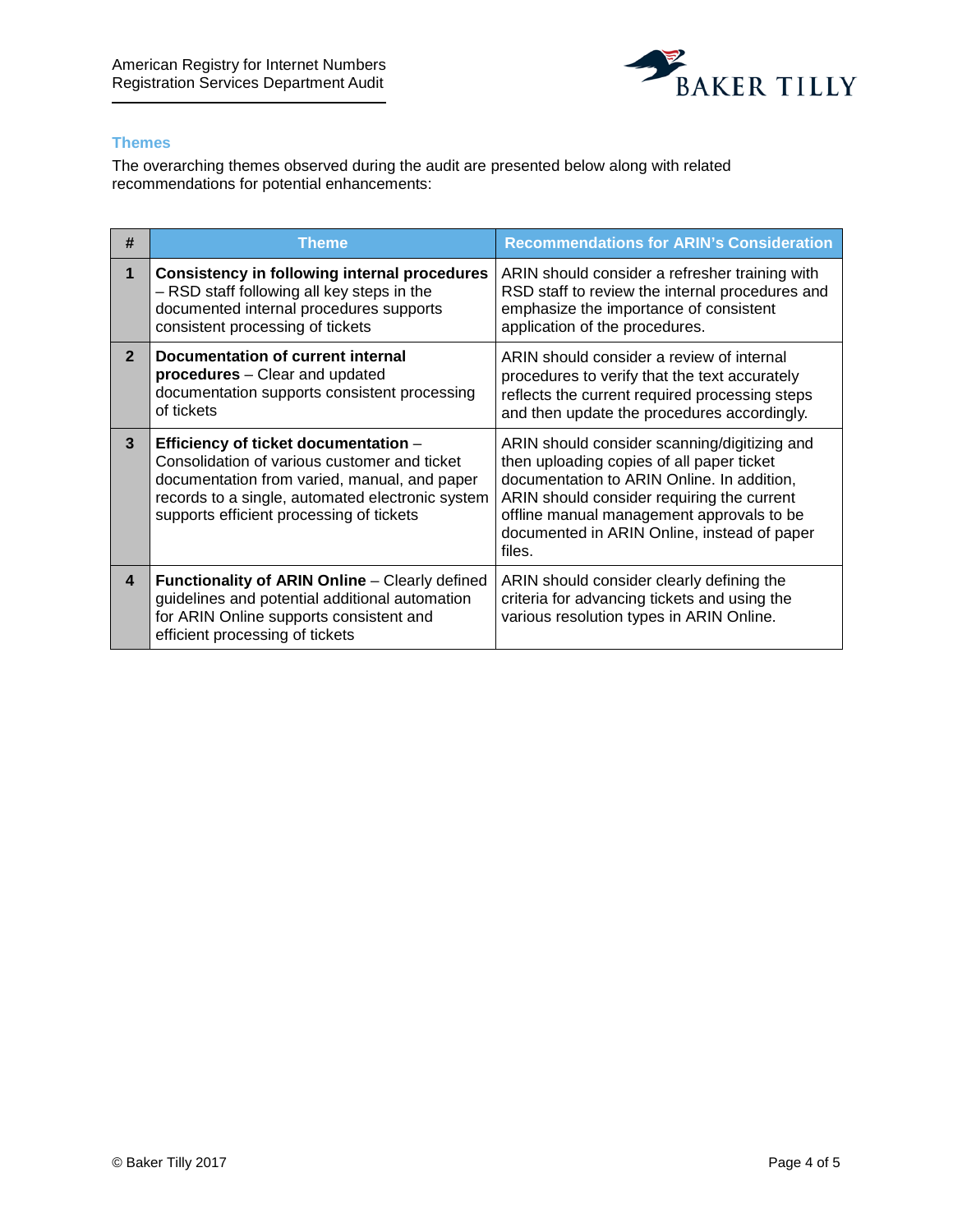## Themes

The overarching themes observed during the audit are presented below along with related recommendations for potential enhancements:

| # | Theme | Recommendations for ARIN's Consideration |
|---|---|---|
| 1 | **Consistency in following internal procedures** – RSD staff following all key steps in the documented internal procedures supports consistent processing of tickets | ARIN should consider a refresher training with RSD staff to review the internal procedures and emphasize the importance of consistent application of the procedures. |
| 2 | **Documentation of current internal procedures** – Clear and updated documentation supports consistent processing of tickets | ARIN should consider a review of internal procedures to verify that the text accurately reflects the current required processing steps and then update the procedures accordingly. |
| 3 | **Efficiency of ticket documentation** – Consolidation of various customer and ticket documentation from varied, manual, and paper records to a single, automated electronic system supports efficient processing of tickets | ARIN should consider scanning/digitizing and then uploading copies of all paper ticket documentation to ARIN Online. In addition, ARIN should consider requiring the current offline manual management approvals to be documented in ARIN Online, instead of paper files. |
| 4 | **Functionality of ARIN Online** – Clearly defined guidelines and potential additional automation for ARIN Online supports consistent and efficient processing of tickets | ARIN should consider clearly defining the criteria for advancing tickets and using the various resolution types in ARIN Online. |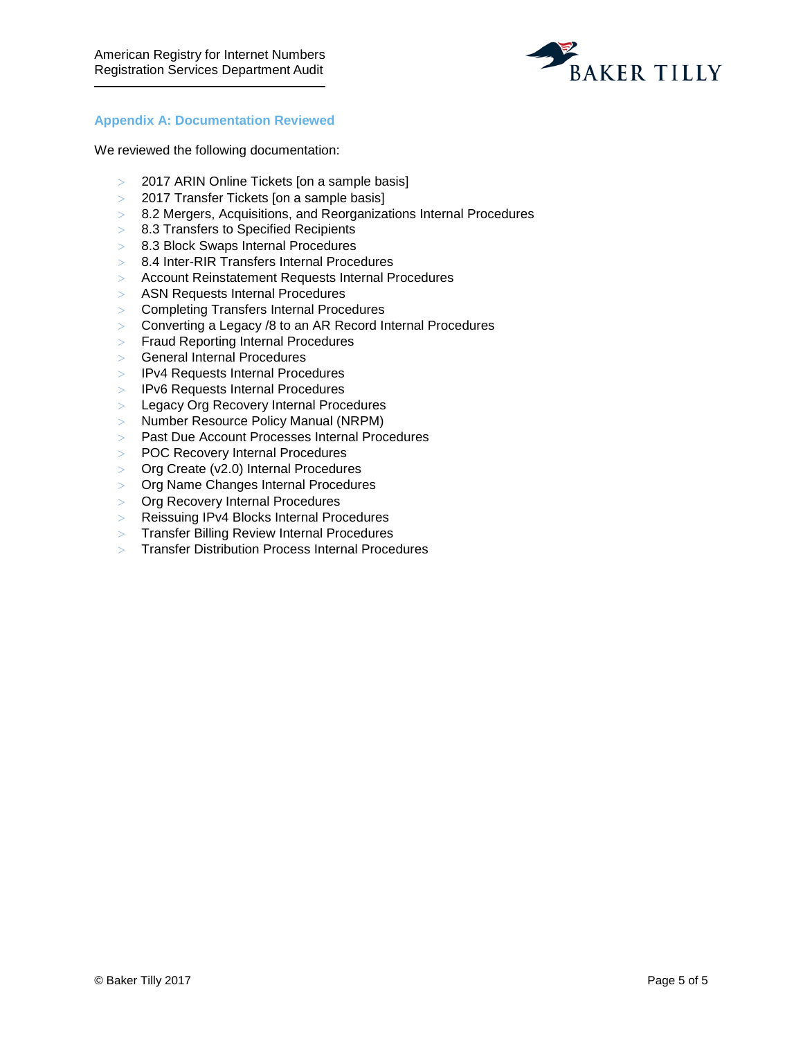## Appendix A: Documentation Reviewed

We reviewed the following documentation:

- 2017 ARIN Online Tickets [on a sample basis]
- 2017 Transfer Tickets [on a sample basis]
- 8.2 Mergers, Acquisitions, and Reorganizations Internal Procedures
- 8.3 Transfers to Specified Recipients
- 8.3 Block Swaps Internal Procedures
- 8.4 Inter-RIR Transfers Internal Procedures
- Account Reinstatement Requests Internal Procedures
- ASN Requests Internal Procedures
- Completing Transfers Internal Procedures
- Converting a Legacy /8 to an AR Record Internal Procedures
- Fraud Reporting Internal Procedures
- General Internal Procedures
- IPv4 Requests Internal Procedures
- IPv6 Requests Internal Procedures
- Legacy Org Recovery Internal Procedures
- Number Resource Policy Manual (NRPM)
- Past Due Account Processes Internal Procedures
- POC Recovery Internal Procedures
- Org Create (v2.0) Internal Procedures
- Org Name Changes Internal Procedures
- Org Recovery Internal Procedures
- Reissuing IPv4 Blocks Internal Procedures
- Transfer Billing Review Internal Procedures
- Transfer Distribution Process Internal Procedures